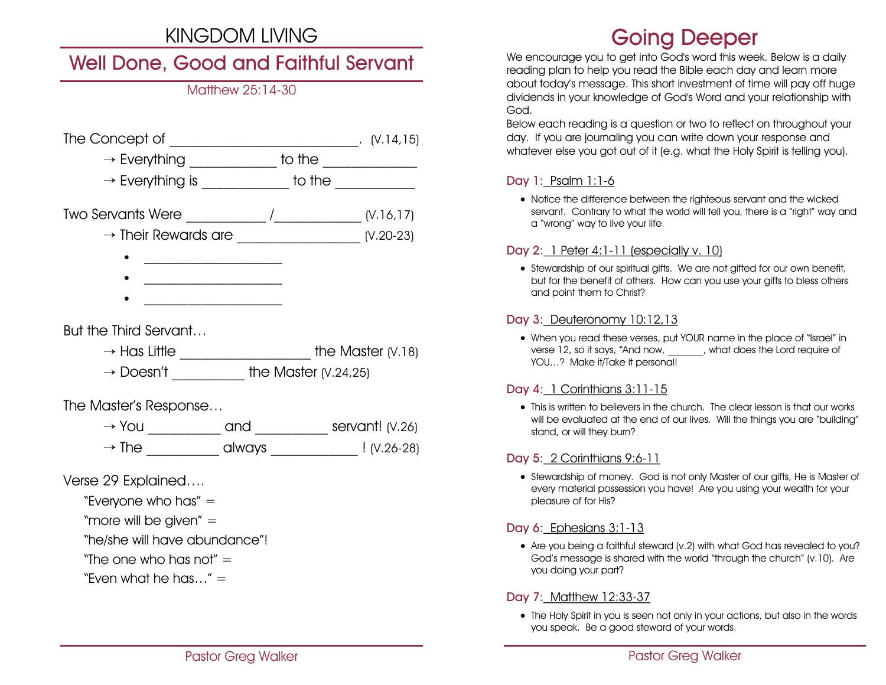# KINGDOM LIVING

## Well Done, Good and Faithful Servant

Matthew 25:14-30

The Concept of ___________________________. (V.14,15)

→ Everything ____________ to the _____________

→ Everything is ____________ to the ___________

Two Servants Were ___________ /____________ (V.16,17)

→ Their Rewards are _________________ (V.20-23)

- ____________________
- ____________________
- ____________________

But the Third Servant…

→ Has Little __________________ the Master (V.18)

→ Doesn't __________ the Master (V.24,25)

The Master's Response…

→ You __________ and __________ servant! (V.26)

→ The __________ always ____________ ! (V.26-28)

Verse 29 Explained….

"Everyone who has" =

"more will be given" =

"he/she will have abundance"!

"The one who has not" =

"Even what he has…" =

Pastor Greg Walker

# Going Deeper

We encourage you to get into God's word this week. Below is a daily reading plan to help you read the Bible each day and learn more about today's message. This short investment of time will pay off huge dividends in your knowledge of God's Word and your relationship with God.

Below each reading is a question or two to reflect on throughout your day. If you are journaling you can write down your response and whatever else you got out of it (e.g. what the Holy Spirit is telling you).

### Day 1: Psalm 1:1-6

- Notice the difference between the righteous servant and the wicked servant. Contrary to what the world will tell you, there is a "right" way and a "wrong" way to live your life.

### Day 2: 1 Peter 4:1-11 (especially v. 10)

- Stewardship of our spiritual gifts. We are not gifted for our own benefit, but for the benefit of others. How can you use your gifts to bless others and point them to Christ?

### Day 3: Deuteronomy 10:12,13

- When you read these verses, put YOUR name in the place of "Israel" in verse 12, so it says, "And now, _______, what does the Lord require of YOU…? Make it/Take it personal!

### Day 4: 1 Corinthians 3:11-15

- This is written to believers in the church. The clear lesson is that our works will be evaluated at the end of our lives. Will the things you are "building" stand, or will they burn?

### Day 5: 2 Corinthians 9:6-11

- Stewardship of money. God is not only Master of our gifts, He is Master of every material possession you have! Are you using your wealth for your pleasure of for His?

### Day 6: Ephesians 3:1-13

- Are you being a faithful steward (v.2) with what God has revealed to you? God's message is shared with the world "through the church" (v.10). Are you doing your part?

### Day 7: Matthew 12:33-37

- The Holy Spirit in you is seen not only in your actions, but also in the words you speak. Be a good steward of your words.

Pastor Greg Walker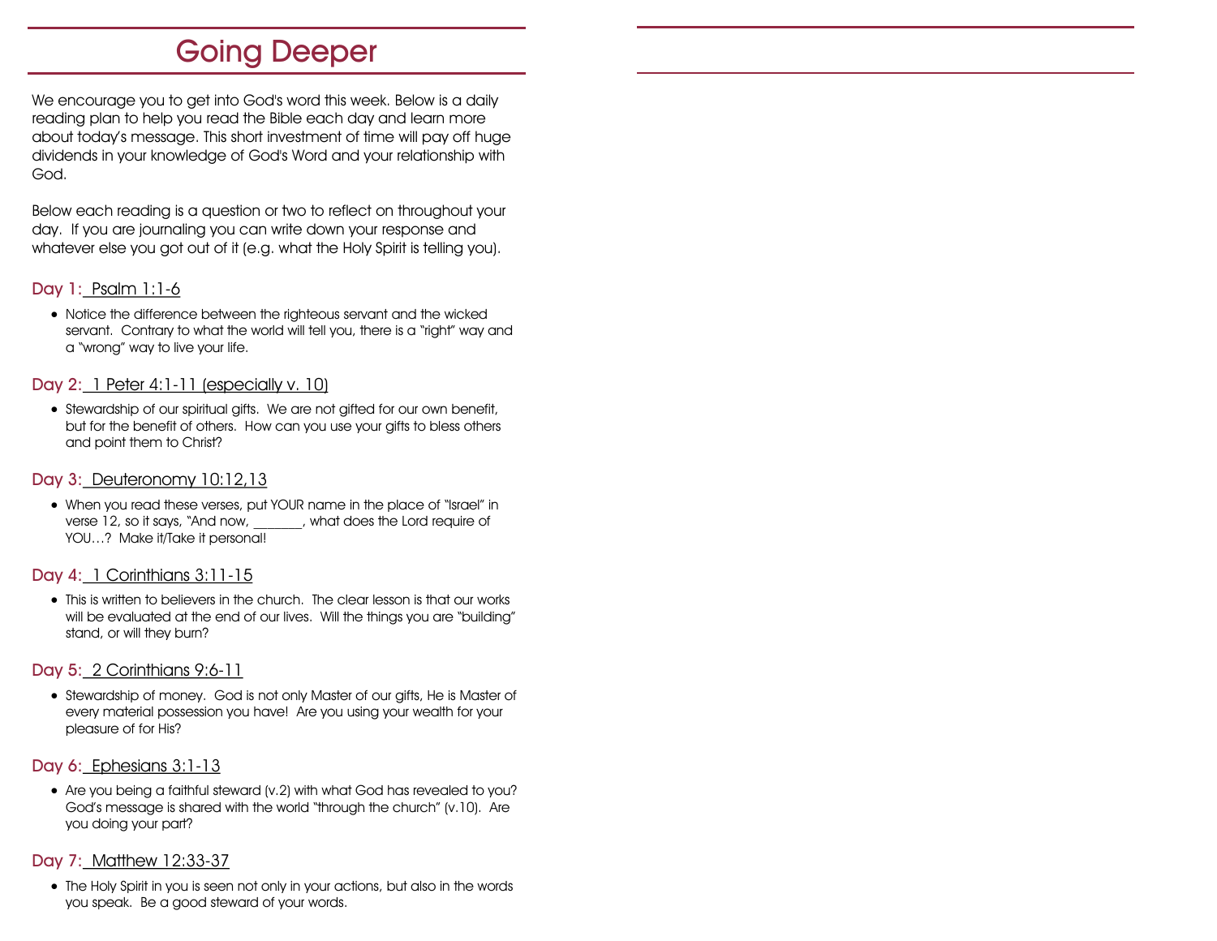# Going Deeper

We encourage you to get into God's word this week. Below is a daily reading plan to help you read the Bible each day and learn more about today's message. This short investment of time will pay off huge dividends in your knowledge of God's Word and your relationship with God.

Below each reading is a question or two to reflect on throughout your day. If you are journaling you can write down your response and whatever else you got out of it (e.g. what the Holy Spirit is telling you).

### Day 1: Psalm 1:1-6

- Notice the difference between the righteous servant and the wicked servant. Contrary to what the world will tell you, there is a "right" way and a "wrong" way to live your life.

### Day 2: 1 Peter 4:1-11 (especially v. 10)

- Stewardship of our spiritual gifts. We are not gifted for our own benefit, but for the benefit of others. How can you use your gifts to bless others and point them to Christ?

### Day 3: Deuteronomy 10:12,13

- When you read these verses, put YOUR name in the place of "Israel" in verse 12, so it says, "And now, _______, what does the Lord require of YOU…? Make it/Take it personal!

### Day 4: 1 Corinthians 3:11-15

- This is written to believers in the church. The clear lesson is that our works will be evaluated at the end of our lives. Will the things you are "building" stand, or will they burn?

### Day 5: 2 Corinthians 9:6-11

- Stewardship of money. God is not only Master of our gifts, He is Master of every material possession you have! Are you using your wealth for your pleasure of for His?

### Day 6: Ephesians 3:1-13

- Are you being a faithful steward (v.2) with what God has revealed to you? God's message is shared with the world "through the church" (v.10). Are you doing your part?

### Day 7: Matthew 12:33-37

- The Holy Spirit in you is seen not only in your actions, but also in the words you speak. Be a good steward of your words.